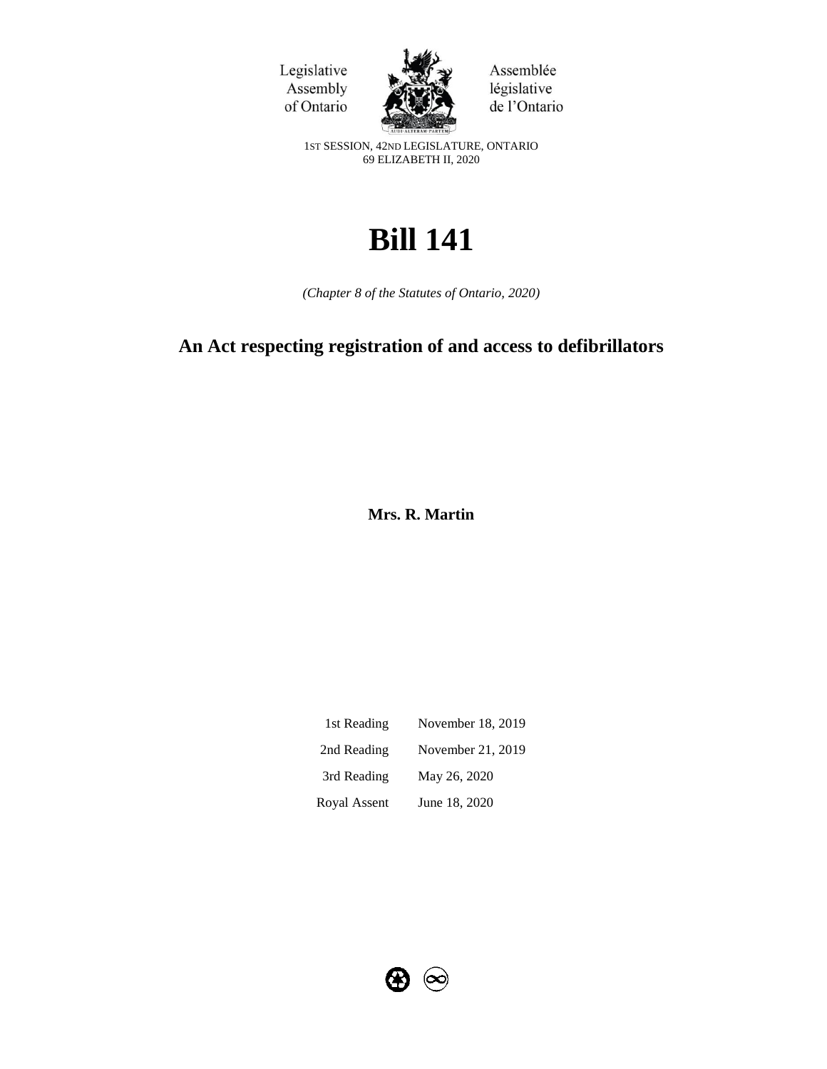Legislative Assembly of Ontario

Assemblée législative de l'Ontario

1ST SESSION, 42ND LEGISLATURE, ONTARIO
69 ELIZABETH II, 2020

# Bill 141

*(Chapter 8 of the Statutes of Ontario, 2020)*

## An Act respecting registration of and access to defibrillators

**Mrs. R. Martin**

| | |
|---|---|
| 1st Reading | November 18, 2019 |
| 2nd Reading | November 21, 2019 |
| 3rd Reading | May 26, 2020 |
| Royal Assent | June 18, 2020 |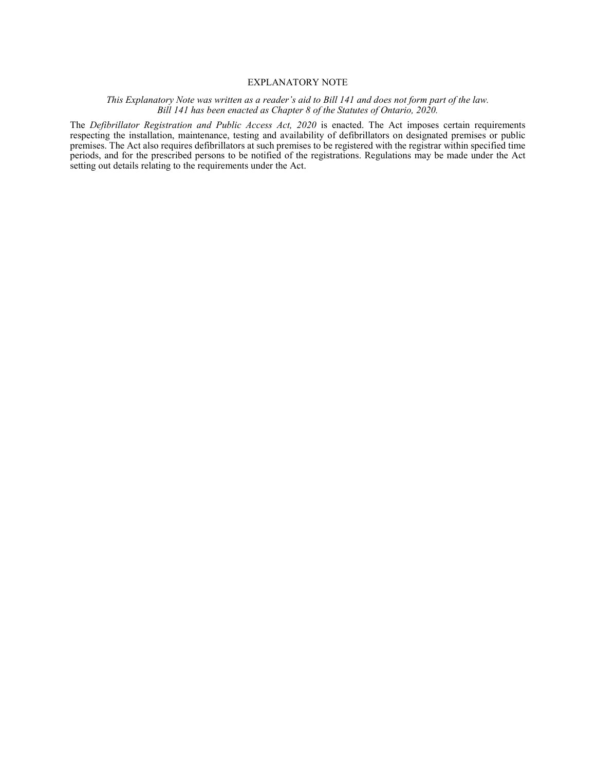## EXPLANATORY NOTE

*This Explanatory Note was written as a reader's aid to Bill 141 and does not form part of the law.*
*Bill 141 has been enacted as Chapter 8 of the Statutes of Ontario, 2020.*

The *Defibrillator Registration and Public Access Act, 2020* is enacted. The Act imposes certain requirements respecting the installation, maintenance, testing and availability of defibrillators on designated premises or public premises. The Act also requires defibrillators at such premises to be registered with the registrar within specified time periods, and for the prescribed persons to be notified of the registrations. Regulations may be made under the Act setting out details relating to the requirements under the Act.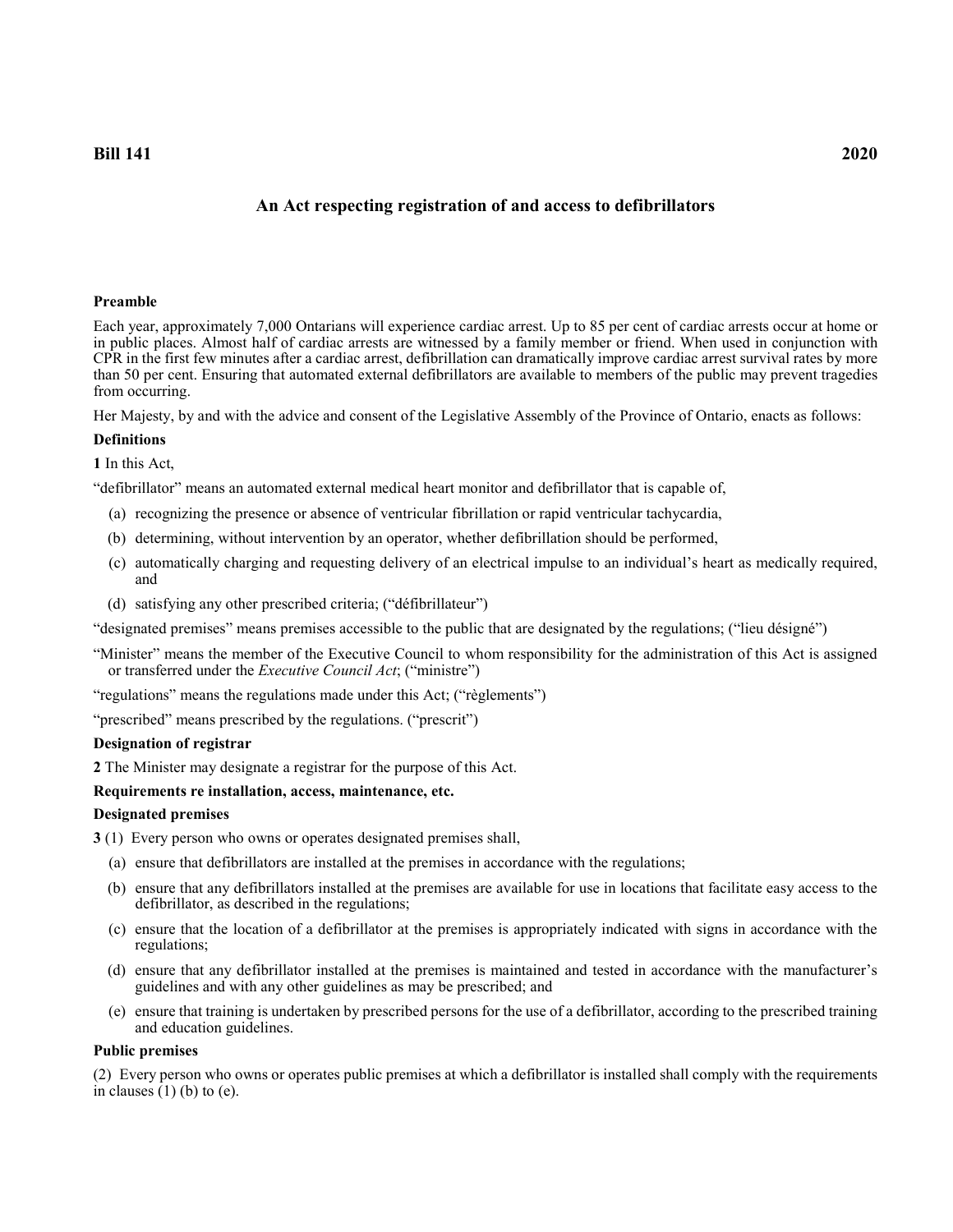**Bill 141** **2020**

## An Act respecting registration of and access to defibrillators

### Preamble

Each year, approximately 7,000 Ontarians will experience cardiac arrest. Up to 85 per cent of cardiac arrests occur at home or in public places. Almost half of cardiac arrests are witnessed by a family member or friend. When used in conjunction with CPR in the first few minutes after a cardiac arrest, defibrillation can dramatically improve cardiac arrest survival rates by more than 50 per cent. Ensuring that automated external defibrillators are available to members of the public may prevent tragedies from occurring.

Her Majesty, by and with the advice and consent of the Legislative Assembly of the Province of Ontario, enacts as follows:

### Definitions

**1** In this Act,

"defibrillator" means an automated external medical heart monitor and defibrillator that is capable of,

- (a) recognizing the presence or absence of ventricular fibrillation or rapid ventricular tachycardia,
- (b) determining, without intervention by an operator, whether defibrillation should be performed,
- (c) automatically charging and requesting delivery of an electrical impulse to an individual's heart as medically required, and
- (d) satisfying any other prescribed criteria; ("défibrillateur")

"designated premises" means premises accessible to the public that are designated by the regulations; ("lieu désigné")

"Minister" means the member of the Executive Council to whom responsibility for the administration of this Act is assigned or transferred under the *Executive Council Act*; ("ministre")

"regulations" means the regulations made under this Act; ("règlements")

"prescribed" means prescribed by the regulations. ("prescrit")

### Designation of registrar

**2** The Minister may designate a registrar for the purpose of this Act.

### Requirements re installation, access, maintenance, etc.

#### Designated premises

**3** (1) Every person who owns or operates designated premises shall,

- (a) ensure that defibrillators are installed at the premises in accordance with the regulations;
- (b) ensure that any defibrillators installed at the premises are available for use in locations that facilitate easy access to the defibrillator, as described in the regulations;
- (c) ensure that the location of a defibrillator at the premises is appropriately indicated with signs in accordance with the regulations;
- (d) ensure that any defibrillator installed at the premises is maintained and tested in accordance with the manufacturer's guidelines and with any other guidelines as may be prescribed; and
- (e) ensure that training is undertaken by prescribed persons for the use of a defibrillator, according to the prescribed training and education guidelines.

#### Public premises

(2) Every person who owns or operates public premises at which a defibrillator is installed shall comply with the requirements in clauses (1) (b) to (e).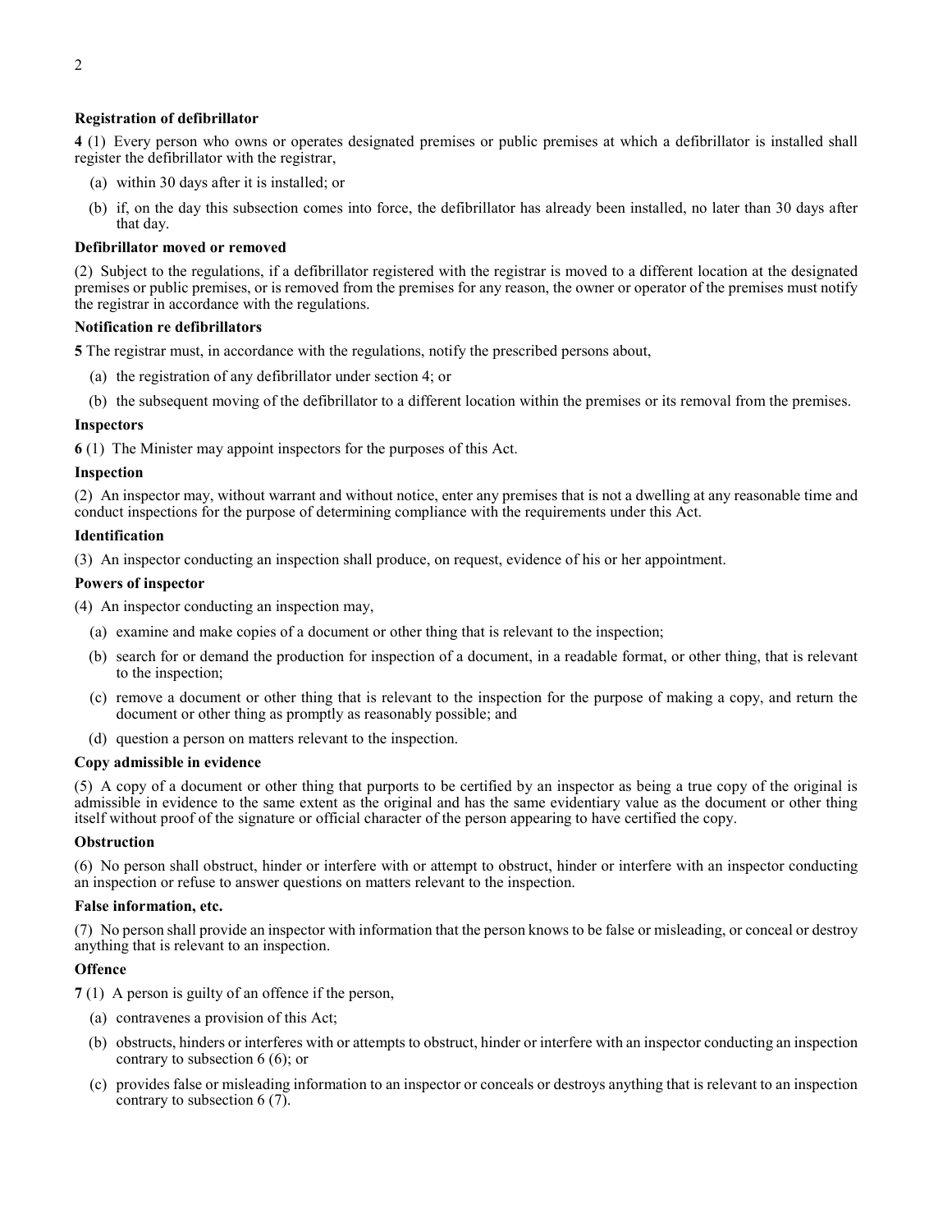**Registration of defibrillator**

**4** (1) Every person who owns or operates designated premises or public premises at which a defibrillator is installed shall register the defibrillator with the registrar,

- (a) within 30 days after it is installed; or
- (b) if, on the day this subsection comes into force, the defibrillator has already been installed, no later than 30 days after that day.

**Defibrillator moved or removed**

(2) Subject to the regulations, if a defibrillator registered with the registrar is moved to a different location at the designated premises or public premises, or is removed from the premises for any reason, the owner or operator of the premises must notify the registrar in accordance with the regulations.

**Notification re defibrillators**

**5** The registrar must, in accordance with the regulations, notify the prescribed persons about,

- (a) the registration of any defibrillator under section 4; or
- (b) the subsequent moving of the defibrillator to a different location within the premises or its removal from the premises.

**Inspectors**

**6** (1) The Minister may appoint inspectors for the purposes of this Act.

**Inspection**

(2) An inspector may, without warrant and without notice, enter any premises that is not a dwelling at any reasonable time and conduct inspections for the purpose of determining compliance with the requirements under this Act.

**Identification**

(3) An inspector conducting an inspection shall produce, on request, evidence of his or her appointment.

**Powers of inspector**

(4) An inspector conducting an inspection may,

- (a) examine and make copies of a document or other thing that is relevant to the inspection;
- (b) search for or demand the production for inspection of a document, in a readable format, or other thing, that is relevant to the inspection;
- (c) remove a document or other thing that is relevant to the inspection for the purpose of making a copy, and return the document or other thing as promptly as reasonably possible; and
- (d) question a person on matters relevant to the inspection.

**Copy admissible in evidence**

(5) A copy of a document or other thing that purports to be certified by an inspector as being a true copy of the original is admissible in evidence to the same extent as the original and has the same evidentiary value as the document or other thing itself without proof of the signature or official character of the person appearing to have certified the copy.

**Obstruction**

(6) No person shall obstruct, hinder or interfere with or attempt to obstruct, hinder or interfere with an inspector conducting an inspection or refuse to answer questions on matters relevant to the inspection.

**False information, etc.**

(7) No person shall provide an inspector with information that the person knows to be false or misleading, or conceal or destroy anything that is relevant to an inspection.

**Offence**

**7** (1) A person is guilty of an offence if the person,

- (a) contravenes a provision of this Act;
- (b) obstructs, hinders or interferes with or attempts to obstruct, hinder or interfere with an inspector conducting an inspection contrary to subsection 6 (6); or
- (c) provides false or misleading information to an inspector or conceals or destroys anything that is relevant to an inspection contrary to subsection 6 (7).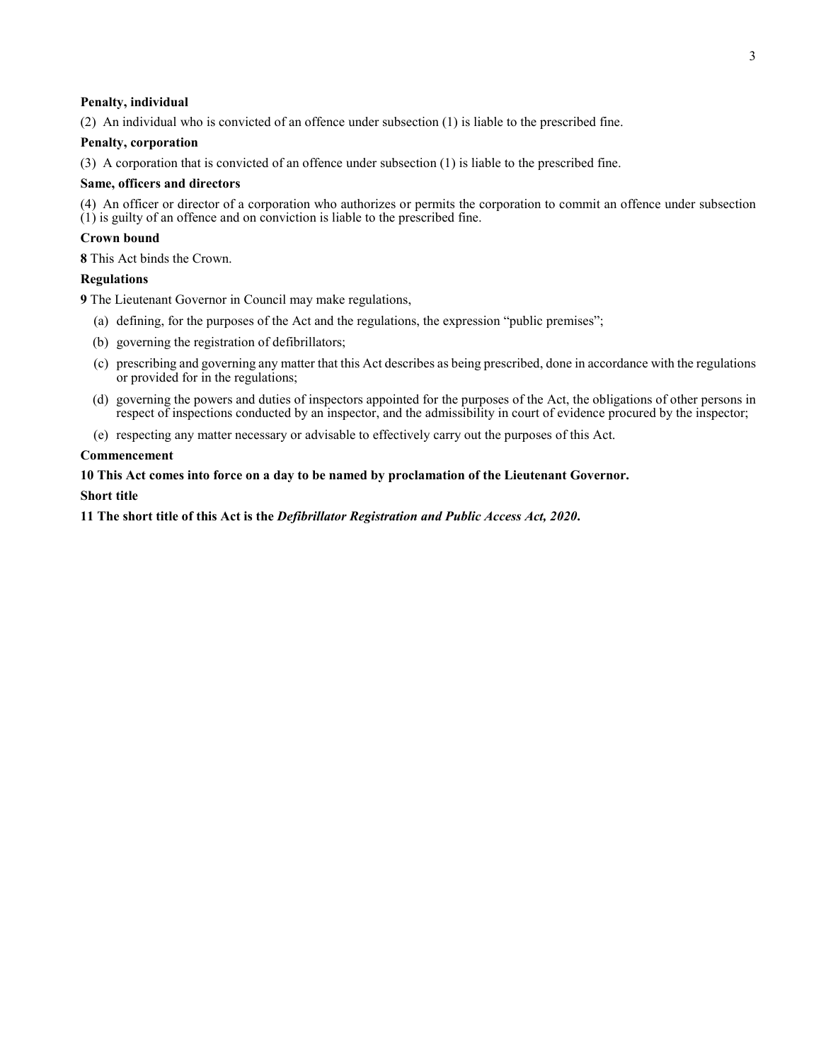**Penalty, individual**

(2) An individual who is convicted of an offence under subsection (1) is liable to the prescribed fine.

**Penalty, corporation**

(3) A corporation that is convicted of an offence under subsection (1) is liable to the prescribed fine.

**Same, officers and directors**

(4) An officer or director of a corporation who authorizes or permits the corporation to commit an offence under subsection (1) is guilty of an offence and on conviction is liable to the prescribed fine.

**Crown bound**

**8** This Act binds the Crown.

**Regulations**

**9** The Lieutenant Governor in Council may make regulations,

(a) defining, for the purposes of the Act and the regulations, the expression "public premises";

(b) governing the registration of defibrillators;

(c) prescribing and governing any matter that this Act describes as being prescribed, done in accordance with the regulations or provided for in the regulations;

(d) governing the powers and duties of inspectors appointed for the purposes of the Act, the obligations of other persons in respect of inspections conducted by an inspector, and the admissibility in court of evidence procured by the inspector;

(e) respecting any matter necessary or advisable to effectively carry out the purposes of this Act.

**Commencement**

**10 This Act comes into force on a day to be named by proclamation of the Lieutenant Governor.**

**Short title**

**11 The short title of this Act is the *Defibrillator Registration and Public Access Act, 2020*.**